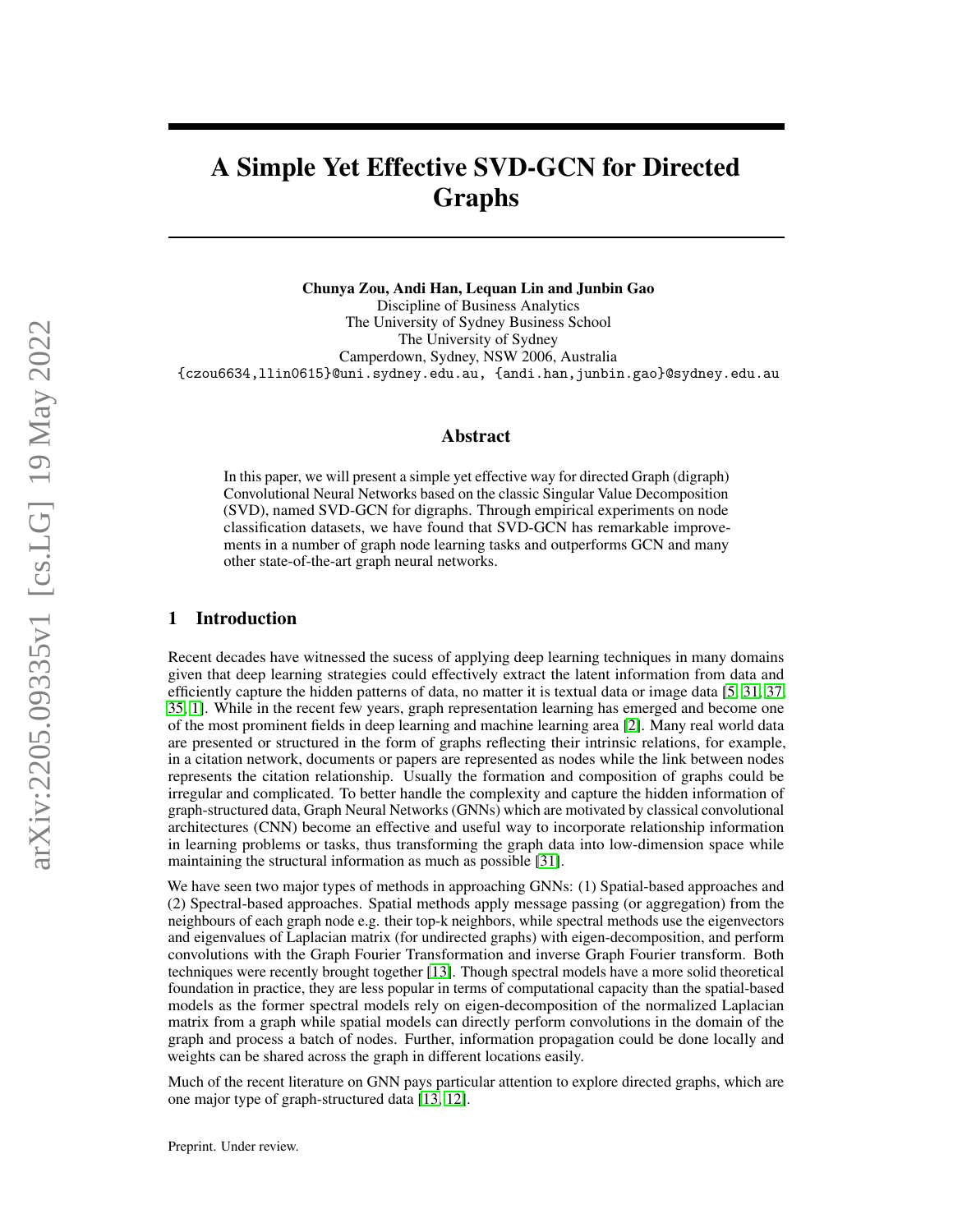# A Simple Yet Effective SVD-GCN for Directed Graphs

**Chunya Zou, Andi Han, Lequan Lin and Junbin Gao**
Discipline of Business Analytics
The University of Sydney Business School
The University of Sydney
Camperdown, Sydney, NSW 2006, Australia
{czou6634,llin0615}@uni.sydney.edu.au, {andi.han,junbin.gao}@sydney.edu.au

## Abstract

In this paper, we will present a simple yet effective way for directed Graph (digraph) Convolutional Neural Networks based on the classic Singular Value Decomposition (SVD), named SVD-GCN for digraphs. Through empirical experiments on node classification datasets, we have found that SVD-GCN has remarkable improvements in a number of graph node learning tasks and outperforms GCN and many other state-of-the-art graph neural networks.

## 1 Introduction

Recent decades have witnessed the sucess of applying deep learning techniques in many domains given that deep learning strategies could effectively extract the latent information from data and efficiently capture the hidden patterns of data, no matter it is textual data or image data [5, 31, 37, 35, 1]. While in the recent few years, graph representation learning has emerged and become one of the most prominent fields in deep learning and machine learning area [2]. Many real world data are presented or structured in the form of graphs reflecting their intrinsic relations, for example, in a citation network, documents or papers are represented as nodes while the link between nodes represents the citation relationship. Usually the formation and composition of graphs could be irregular and complicated. To better handle the complexity and capture the hidden information of graph-structured data, Graph Neural Networks (GNNs) which are motivated by classical convolutional architectures (CNN) become an effective and useful way to incorporate relationship information in learning problems or tasks, thus transforming the graph data into low-dimension space while maintaining the structural information as much as possible [31].

We have seen two major types of methods in approaching GNNs: (1) Spatial-based approaches and (2) Spectral-based approaches. Spatial methods apply message passing (or aggregation) from the neighbours of each graph node e.g. their top-k neighbors, while spectral methods use the eigenvectors and eigenvalues of Laplacian matrix (for undirected graphs) with eigen-decomposition, and perform convolutions with the Graph Fourier Transformation and inverse Graph Fourier transform. Both techniques were recently brought together [13]. Though spectral models have a more solid theoretical foundation in practice, they are less popular in terms of computational capacity than the spatial-based models as the former spectral models rely on eigen-decomposition of the normalized Laplacian matrix from a graph while spatial models can directly perform convolutions in the domain of the graph and process a batch of nodes. Further, information propagation could be done locally and weights can be shared across the graph in different locations easily.

Much of the recent literature on GNN pays particular attention to explore directed graphs, which are one major type of graph-structured data [13, 12].

Preprint. Under review.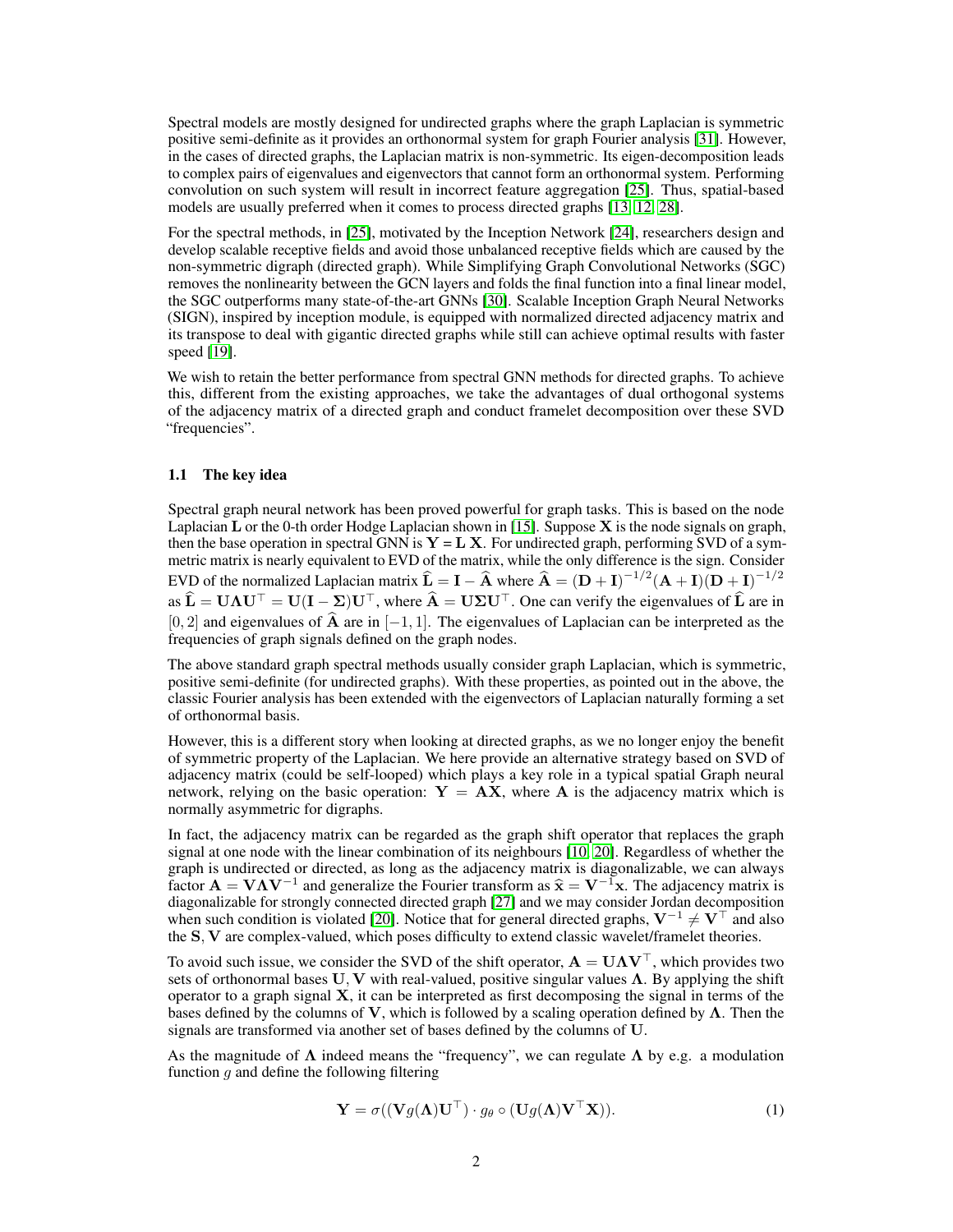Spectral models are mostly designed for undirected graphs where the graph Laplacian is symmetric positive semi-definite as it provides an orthonormal system for graph Fourier analysis [31]. However, in the cases of directed graphs, the Laplacian matrix is non-symmetric. Its eigen-decomposition leads to complex pairs of eigenvalues and eigenvectors that cannot form an orthonormal system. Performing convolution on such system will result in incorrect feature aggregation [25]. Thus, spatial-based models are usually preferred when it comes to process directed graphs [13, 12, 28].

For the spectral methods, in [25], motivated by the Inception Network [24], researchers design and develop scalable receptive fields and avoid those unbalanced receptive fields which are caused by the non-symmetric digraph (directed graph). While Simplifying Graph Convolutional Networks (SGC) removes the nonlinearity between the GCN layers and folds the final function into a final linear model, the SGC outperforms many state-of-the-art GNNs [30]. Scalable Inception Graph Neural Networks (SIGN), inspired by inception module, is equipped with normalized directed adjacency matrix and its transpose to deal with gigantic directed graphs while still can achieve optimal results with faster speed [19].

We wish to retain the better performance from spectral GNN methods for directed graphs. To achieve this, different from the existing approaches, we take the advantages of dual orthogonal systems of the adjacency matrix of a directed graph and conduct framelet decomposition over these SVD "frequencies".

### 1.1 The key idea

Spectral graph neural network has been proved powerful for graph tasks. This is based on the node Laplacian $\mathbf{L}$ or the 0-th order Hodge Laplacian shown in [15]. Suppose $\mathbf{X}$ is the node signals on graph, then the base operation in spectral GNN is $\mathbf{Y} = \mathbf{L}\,\mathbf{X}$. For undirected graph, performing SVD of a symmetric matrix is nearly equivalent to EVD of the matrix, while the only difference is the sign. Consider EVD of the normalized Laplacian matrix $\widehat{\mathbf{L}} = \mathbf{I} - \widehat{\mathbf{A}}$ where $\widehat{\mathbf{A}} = (\mathbf{D}+\mathbf{I})^{-1/2}(\mathbf{A}+\mathbf{I})(\mathbf{D}+\mathbf{I})^{-1/2}$ as $\widehat{\mathbf{L}} = \mathbf{U}\mathbf{\Lambda}\mathbf{U}^\top = \mathbf{U}(\mathbf{I}-\mathbf{\Sigma})\mathbf{U}^\top$, where $\widehat{\mathbf{A}} = \mathbf{U}\mathbf{\Sigma}\mathbf{U}^\top$. One can verify the eigenvalues of $\widehat{\mathbf{L}}$ are in $[0, 2]$ and eigenvalues of $\widehat{\mathbf{A}}$ are in $[-1, 1]$. The eigenvalues of Laplacian can be interpreted as the frequencies of graph signals defined on the graph nodes.

The above standard graph spectral methods usually consider graph Laplacian, which is symmetric, positive semi-definite (for undirected graphs). With these properties, as pointed out in the above, the classic Fourier analysis has been extended with the eigenvectors of Laplacian naturally forming a set of orthonormal basis.

However, this is a different story when looking at directed graphs, as we no longer enjoy the benefit of symmetric property of the Laplacian. We here provide an alternative strategy based on SVD of adjacency matrix (could be self-looped) which plays a key role in a typical spatial Graph neural network, relying on the basic operation: $\mathbf{Y} = \mathbf{A}\mathbf{X}$, where $\mathbf{A}$ is the adjacency matrix which is normally asymmetric for digraphs.

In fact, the adjacency matrix can be regarded as the graph shift operator that replaces the graph signal at one node with the linear combination of its neighbours [10, 20]. Regardless of whether the graph is undirected or directed, as long as the adjacency matrix is diagonalizable, we can always factor $\mathbf{A} = \mathbf{V}\mathbf{\Lambda}\mathbf{V}^{-1}$ and generalize the Fourier transform as $\widehat{\mathbf{x}} = \mathbf{V}^{-1}\mathbf{x}$. The adjacency matrix is diagonalizable for strongly connected directed graph [27] and we may consider Jordan decomposition when such condition is violated [20]. Notice that for general directed graphs, $\mathbf{V}^{-1} \neq \mathbf{V}^\top$ and also the $\mathbf{S}, \mathbf{V}$ are complex-valued, which poses difficulty to extend classic wavelet/framelet theories.

To avoid such issue, we consider the SVD of the shift operator, $\mathbf{A} = \mathbf{U}\mathbf{\Lambda}\mathbf{V}^\top$, which provides two sets of orthonormal bases $\mathbf{U}, \mathbf{V}$ with real-valued, positive singular values $\mathbf{\Lambda}$. By applying the shift operator to a graph signal $\mathbf{X}$, it can be interpreted as first decomposing the signal in terms of the bases defined by the columns of $\mathbf{V}$, which is followed by a scaling operation defined by $\mathbf{\Lambda}$. Then the signals are transformed via another set of bases defined by the columns of $\mathbf{U}$.

As the magnitude of $\mathbf{\Lambda}$ indeed means the "frequency", we can regulate $\mathbf{\Lambda}$ by e.g. a modulation function $g$ and define the following filtering

$$\mathbf{Y} = \sigma((\mathbf{V}g(\mathbf{\Lambda})\mathbf{U}^\top) \cdot g_\theta \circ (\mathbf{U}g(\mathbf{\Lambda})\mathbf{V}^\top\mathbf{X})). \tag{1}$$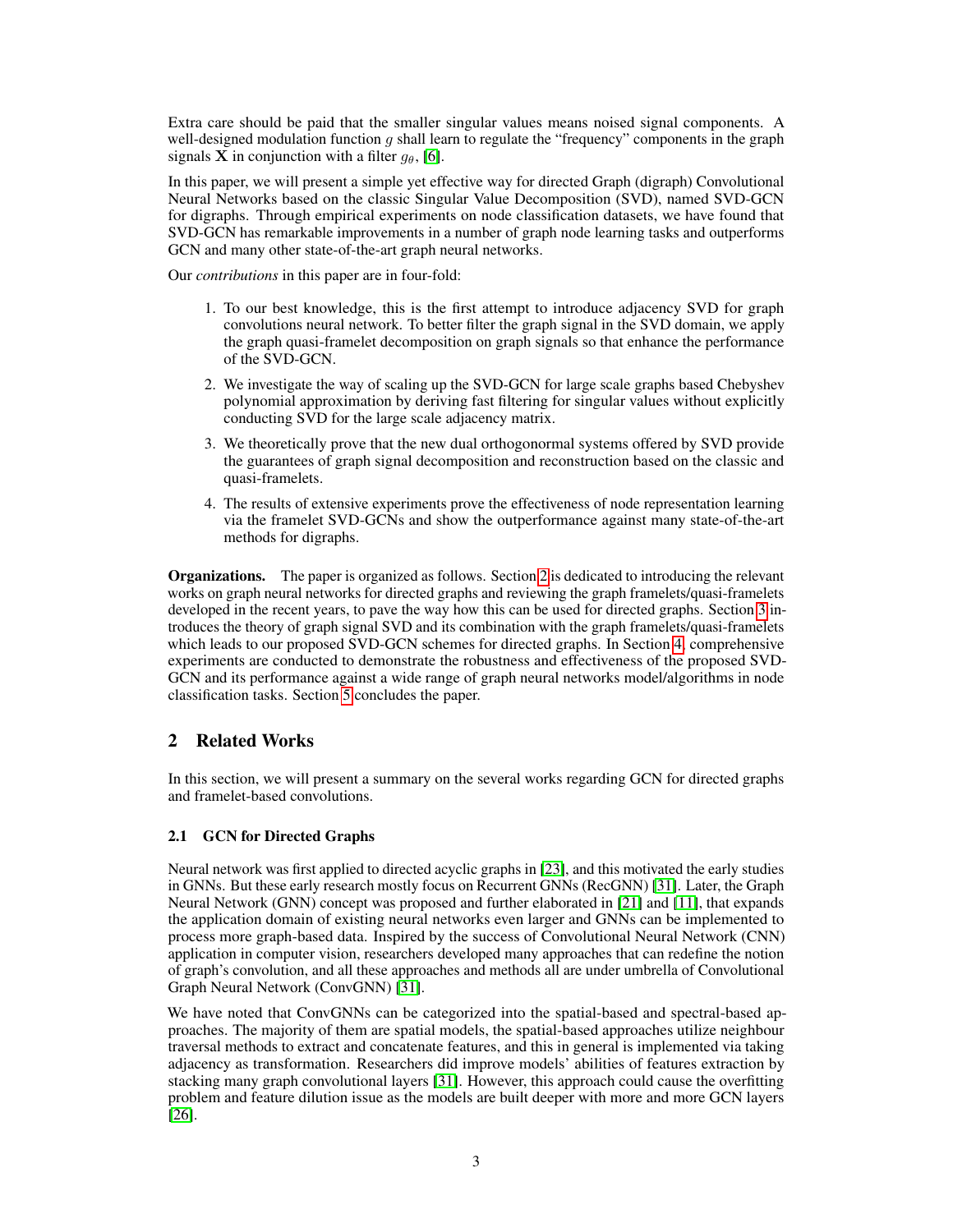Extra care should be paid that the smaller singular values means noised signal components. A well-designed modulation function $g$ shall learn to regulate the "frequency" components in the graph signals $\mathbf{X}$ in conjunction with a filter $g_\theta$, [6].

In this paper, we will present a simple yet effective way for directed Graph (digraph) Convolutional Neural Networks based on the classic Singular Value Decomposition (SVD), named SVD-GCN for digraphs. Through empirical experiments on node classification datasets, we have found that SVD-GCN has remarkable improvements in a number of graph node learning tasks and outperforms GCN and many other state-of-the-art graph neural networks.

Our *contributions* in this paper are in four-fold:

1. To our best knowledge, this is the first attempt to introduce adjacency SVD for graph convolutions neural network. To better filter the graph signal in the SVD domain, we apply the graph quasi-framelet decomposition on graph signals so that enhance the performance of the SVD-GCN.
2. We investigate the way of scaling up the SVD-GCN for large scale graphs based Chebyshev polynomial approximation by deriving fast filtering for singular values without explicitly conducting SVD for the large scale adjacency matrix.
3. We theoretically prove that the new dual orthogonormal systems offered by SVD provide the guarantees of graph signal decomposition and reconstruction based on the classic and quasi-framelets.
4. The results of extensive experiments prove the effectiveness of node representation learning via the framelet SVD-GCNs and show the outperformance against many state-of-the-art methods for digraphs.

**Organizations.** The paper is organized as follows. Section 2 is dedicated to introducing the relevant works on graph neural networks for directed graphs and reviewing the graph framelets/quasi-framelets developed in the recent years, to pave the way how this can be used for directed graphs. Section 3 introduces the theory of graph signal SVD and its combination with the graph framelets/quasi-framelets which leads to our proposed SVD-GCN schemes for directed graphs. In Section 4, comprehensive experiments are conducted to demonstrate the robustness and effectiveness of the proposed SVD-GCN and its performance against a wide range of graph neural networks model/algorithms in node classification tasks. Section 5 concludes the paper.

## 2 Related Works

In this section, we will present a summary on the several works regarding GCN for directed graphs and framelet-based convolutions.

### 2.1 GCN for Directed Graphs

Neural network was first applied to directed acyclic graphs in [23], and this motivated the early studies in GNNs. But these early research mostly focus on Recurrent GNNs (RecGNN) [31]. Later, the Graph Neural Network (GNN) concept was proposed and further elaborated in [21] and [11], that expands the application domain of existing neural networks even larger and GNNs can be implemented to process more graph-based data. Inspired by the success of Convolutional Neural Network (CNN) application in computer vision, researchers developed many approaches that can redefine the notion of graph's convolution, and all these approaches and methods all are under umbrella of Convolutional Graph Neural Network (ConvGNN) [31].

We have noted that ConvGNNs can be categorized into the spatial-based and spectral-based approaches. The majority of them are spatial models, the spatial-based approaches utilize neighbour traversal methods to extract and concatenate features, and this in general is implemented via taking adjacency as transformation. Researchers did improve models' abilities of features extraction by stacking many graph convolutional layers [31]. However, this approach could cause the overfitting problem and feature dilution issue as the models are built deeper with more and more GCN layers [26].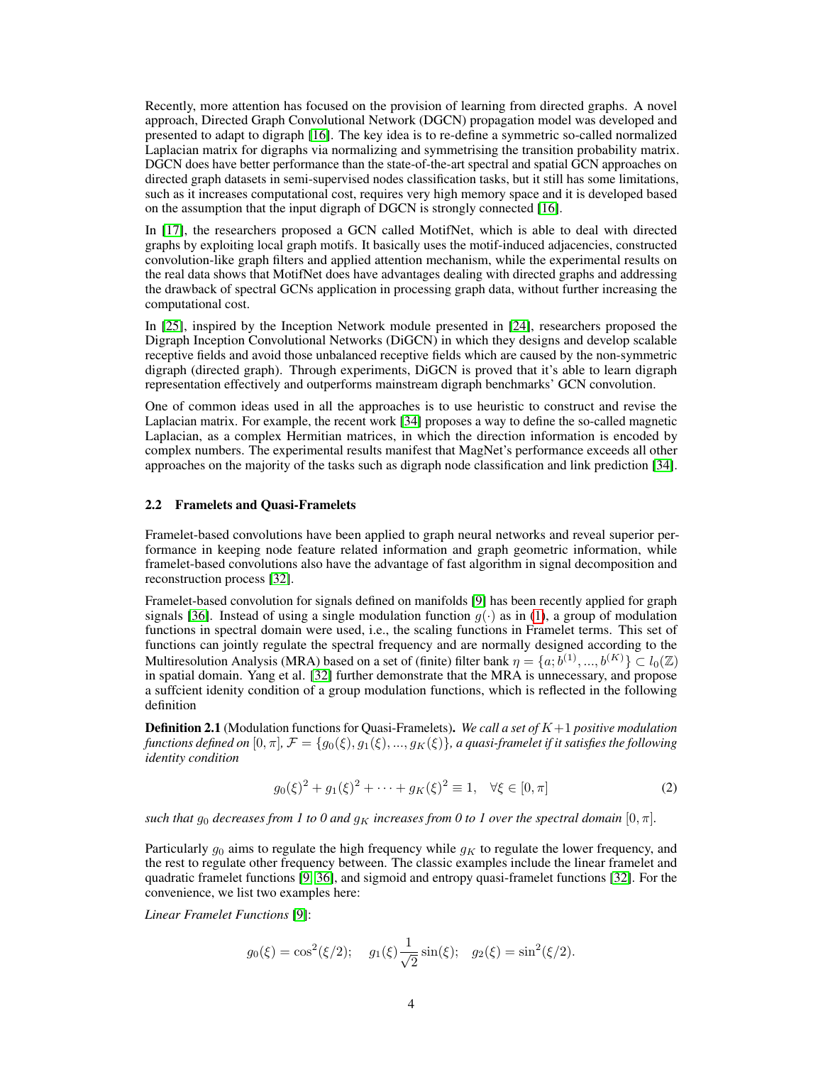Recently, more attention has focused on the provision of learning from directed graphs. A novel approach, Directed Graph Convolutional Network (DGCN) propagation model was developed and presented to adapt to digraph [16]. The key idea is to re-define a symmetric so-called normalized Laplacian matrix for digraphs via normalizing and symmetrising the transition probability matrix. DGCN does have better performance than the state-of-the-art spectral and spatial GCN approaches on directed graph datasets in semi-supervised nodes classification tasks, but it still has some limitations, such as it increases computational cost, requires very high memory space and it is developed based on the assumption that the input digraph of DGCN is strongly connected [16].

In [17], the researchers proposed a GCN called MotifNet, which is able to deal with directed graphs by exploiting local graph motifs. It basically uses the motif-induced adjacencies, constructed convolution-like graph filters and applied attention mechanism, while the experimental results on the real data shows that MotifNet does have advantages dealing with directed graphs and addressing the drawback of spectral GCNs application in processing graph data, without further increasing the computational cost.

In [25], inspired by the Inception Network module presented in [24], researchers proposed the Digraph Inception Convolutional Networks (DiGCN) in which they designs and develop scalable receptive fields and avoid those unbalanced receptive fields which are caused by the non-symmetric digraph (directed graph). Through experiments, DiGCN is proved that it's able to learn digraph representation effectively and outperforms mainstream digraph benchmarks' GCN convolution.

One of common ideas used in all the approaches is to use heuristic to construct and revise the Laplacian matrix. For example, the recent work [34] proposes a way to define the so-called magnetic Laplacian, as a complex Hermitian matrices, in which the direction information is encoded by complex numbers. The experimental results manifest that MagNet's performance exceeds all other approaches on the majority of the tasks such as digraph node classification and link prediction [34].

### 2.2 Framelets and Quasi-Framelets

Framelet-based convolutions have been applied to graph neural networks and reveal superior performance in keeping node feature related information and graph geometric information, while framelet-based convolutions also have the advantage of fast algorithm in signal decomposition and reconstruction process [32].

Framelet-based convolution for signals defined on manifolds [9] has been recently applied for graph signals [36]. Instead of using a single modulation function $g(\cdot)$ as in (1), a group of modulation functions in spectral domain were used, i.e., the scaling functions in Framelet terms. This set of functions can jointly regulate the spectral frequency and are normally designed according to the Multiresolution Analysis (MRA) based on a set of (finite) filter bank $\eta = \{a; b^{(1)}, ..., b^{(K)}\} \subset l_0(\mathbb{Z})$ in spatial domain. Yang et al. [32] further demonstrate that the MRA is unnecessary, and propose a suffcient idenity condition of a group modulation functions, which is reflected in the following definition

**Definition 2.1** (Modulation functions for Quasi-Framelets)**.** *We call a set of $K+1$ positive modulation functions defined on $[0, \pi]$, $\mathcal{F} = \{g_0(\xi), g_1(\xi), ..., g_K(\xi)\}$, a quasi-framelet if it satisfies the following identity condition*

$$g_0(\xi)^2 + g_1(\xi)^2 + \cdots + g_K(\xi)^2 \equiv 1, \quad \forall \xi \in [0, \pi] \tag{2}$$

*such that $g_0$ decreases from 1 to 0 and $g_K$ increases from 0 to 1 over the spectral domain $[0, \pi]$.*

Particularly $g_0$ aims to regulate the high frequency while $g_K$ to regulate the lower frequency, and the rest to regulate other frequency between. The classic examples include the linear framelet and quadratic framelet functions [9, 36], and sigmoid and entropy quasi-framelet functions [32]. For the convenience, we list two examples here:

*Linear Framelet Functions* [9]:

$$g_0(\xi) = \cos^2(\xi/2); \quad g_1(\xi)\frac{1}{\sqrt{2}}\sin(\xi); \quad g_2(\xi) = \sin^2(\xi/2).$$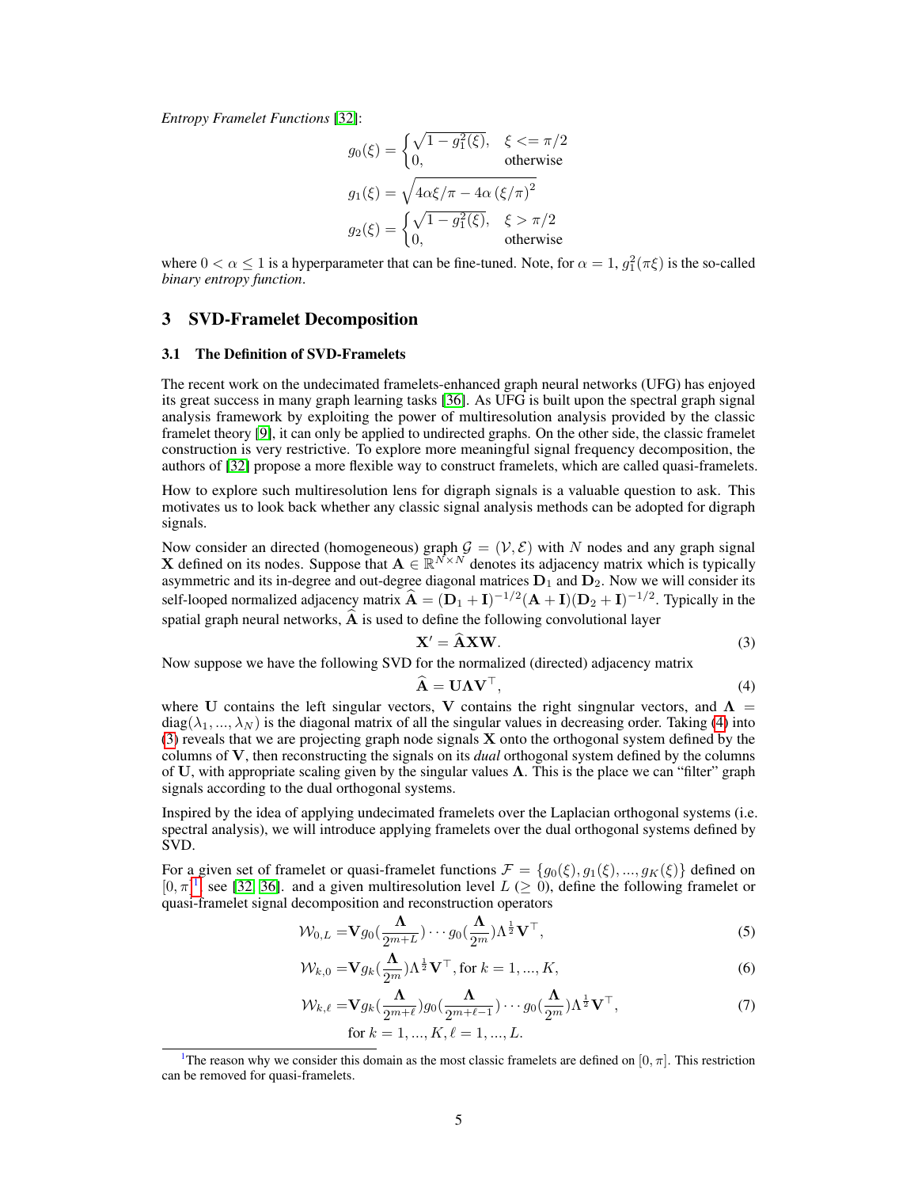*Entropy Framelet Functions* [32]:

$$g_0(\xi) = \begin{cases} \sqrt{1 - g_1^2(\xi)}, & \xi <= \pi/2 \\ 0, & \text{otherwise} \end{cases}$$

$$g_1(\xi) = \sqrt{4\alpha\xi/\pi - 4\alpha\left(\xi/\pi\right)^2}$$

$$g_2(\xi) = \begin{cases} \sqrt{1 - g_1^2(\xi)}, & \xi > \pi/2 \\ 0, & \text{otherwise} \end{cases}$$

where $0 < \alpha \leq 1$ is a hyperparameter that can be fine-tuned. Note, for $\alpha = 1$, $g_1^2(\pi\xi)$ is the so-called *binary entropy function*.

## 3 SVD-Framelet Decomposition

### 3.1 The Definition of SVD-Framelets

The recent work on the undecimated framelets-enhanced graph neural networks (UFG) has enjoyed its great success in many graph learning tasks [36]. As UFG is built upon the spectral graph signal analysis framework by exploiting the power of multiresolution analysis provided by the classic framelet theory [9], it can only be applied to undirected graphs. On the other side, the classic framelet construction is very restrictive. To explore more meaningful signal frequency decomposition, the authors of [32] propose a more flexible way to construct framelets, which are called quasi-framelets.

How to explore such multiresolution lens for digraph signals is a valuable question to ask. This motivates us to look back whether any classic signal analysis methods can be adopted for digraph signals.

Now consider an directed (homogeneous) graph $\mathcal{G} = (\mathcal{V}, \mathcal{E})$ with $N$ nodes and any graph signal $\mathbf{X}$ defined on its nodes. Suppose that $\mathbf{A} \in \mathbb{R}^{N\times N}$ denotes its adjacency matrix which is typically asymmetric and its in-degree and out-degree diagonal matrices $\mathbf{D}_1$ and $\mathbf{D}_2$. Now we will consider its self-looped normalized adjacency matrix $\widehat{\mathbf{A}} = (\mathbf{D}_1 + \mathbf{I})^{-1/2}(\mathbf{A} + \mathbf{I})(\mathbf{D}_2 + \mathbf{I})^{-1/2}$. Typically in the spatial graph neural networks, $\widehat{\mathbf{A}}$ is used to define the following convolutional layer

$$\mathbf{X}' = \widehat{\mathbf{A}}\mathbf{X}\mathbf{W}. \tag{3}$$

Now suppose we have the following SVD for the normalized (directed) adjacency matrix

$$\widehat{\mathbf{A}} = \mathbf{U}\mathbf{\Lambda}\mathbf{V}^\top, \tag{4}$$

where $\mathbf{U}$ contains the left singular vectors, $\mathbf{V}$ contains the right singnular vectors, and $\mathbf{\Lambda} = \text{diag}(\lambda_1, ..., \lambda_N)$ is the diagonal matrix of all the singular values in decreasing order. Taking (4) into (3) reveals that we are projecting graph node signals $\mathbf{X}$ onto the orthogonal system defined by the columns of $\mathbf{V}$, then reconstructing the signals on its *dual* orthogonal system defined by the columns of $\mathbf{U}$, with appropriate scaling given by the singular values $\mathbf{\Lambda}$. This is the place we can "filter" graph signals according to the dual orthogonal systems.

Inspired by the idea of applying undecimated framelets over the Laplacian orthogonal systems (i.e. spectral analysis), we will introduce applying framelets over the dual orthogonal systems defined by SVD.

For a given set of framelet or quasi-framelet functions $\mathcal{F} = \{g_0(\xi), g_1(\xi), ..., g_K(\xi)\}$ defined on $[0, \pi]$[1], see [32, 36]. and a given multiresolution level $L$ ($\geq 0$), define the following framelet or quasi-framelet signal decomposition and reconstruction operators

$$\mathcal{W}_{0,L} = \mathbf{V}g_0(\frac{\mathbf{\Lambda}}{2^{m+L}})\cdots g_0(\frac{\mathbf{\Lambda}}{2^m})\Lambda^{\frac{1}{2}}\mathbf{V}^\top, \tag{5}$$

$$\mathcal{W}_{k,0} = \mathbf{V}g_k(\frac{\mathbf{\Lambda}}{2^m})\Lambda^{\frac{1}{2}}\mathbf{V}^\top, \text{for } k = 1, ..., K, \tag{6}$$

$$\mathcal{W}_{k,\ell} = \mathbf{V}g_k(\frac{\mathbf{\Lambda}}{2^{m+\ell}})g_0(\frac{\mathbf{\Lambda}}{2^{m+\ell-1}})\cdots g_0(\frac{\mathbf{\Lambda}}{2^m})\Lambda^{\frac{1}{2}}\mathbf{V}^\top, \tag{7}$$

for $k = 1, ..., K, \ell = 1, ..., L$.

[1] The reason why we consider this domain as the most classic framelets are defined on $[0, \pi]$. This restriction can be removed for quasi-framelets.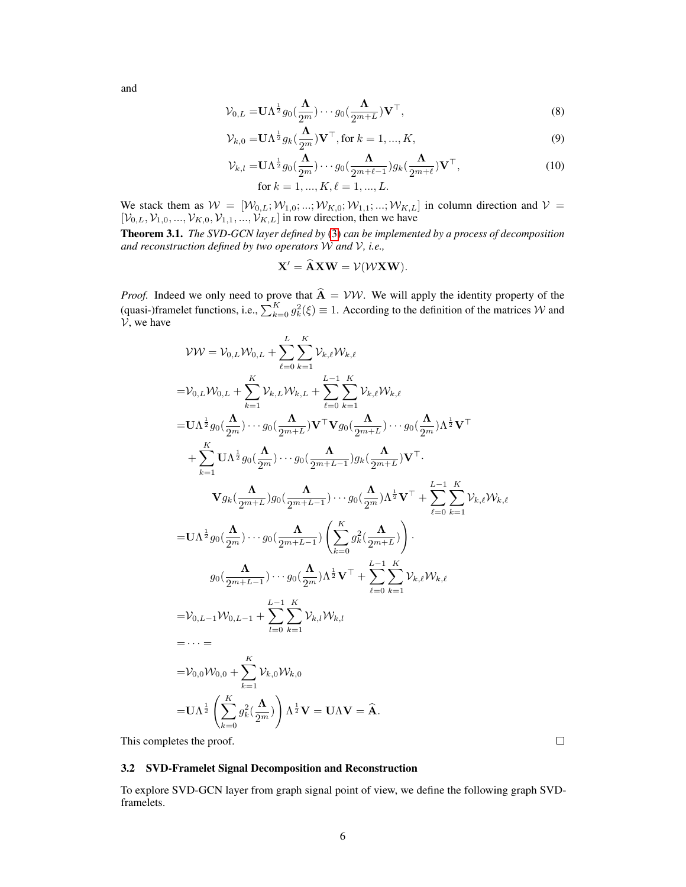and

$$
\mathcal{V}_{0,L} = \mathbf{U}\Lambda^{\frac{1}{2}} g_0(\frac{\mathbf{\Lambda}}{2^m}) \cdots g_0(\frac{\mathbf{\Lambda}}{2^{m+L}})\mathbf{V}^\top, \tag{8}
$$

$$
\mathcal{V}_{k,0} = \mathbf{U}\Lambda^{\frac{1}{2}} g_k(\frac{\mathbf{\Lambda}}{2^m})\mathbf{V}^\top, \text{for } k = 1, ..., K, \tag{9}
$$

$$
\mathcal{V}_{k,l} = \mathbf{U}\Lambda^{\frac{1}{2}} g_0(\frac{\mathbf{\Lambda}}{2^m}) \cdots g_0(\frac{\mathbf{\Lambda}}{2^{m+\ell-1}}) g_k(\frac{\mathbf{\Lambda}}{2^{m+\ell}})\mathbf{V}^\top, \quad \text{for } k = 1, ..., K, \ell = 1, ..., L. \tag{10}
$$

We stack them as $\mathcal{W} = [\mathcal{W}_{0,L}; \mathcal{W}_{1,0}; ...; \mathcal{W}_{K,0}; \mathcal{W}_{1,1}; ...; \mathcal{W}_{K,L}]$ in column direction and $\mathcal{V} = [\mathcal{V}_{0,L}, \mathcal{V}_{1,0}, ..., \mathcal{V}_{K,0}, \mathcal{V}_{1,1}, ..., \mathcal{V}_{K,L}]$ in row direction, then we have

**Theorem 3.1.** *The SVD-GCN layer defined by* (3) *can be implemented by a process of decomposition and reconstruction defined by two operators $\mathcal{W}$ and $\mathcal{V}$, i.e.,*

$$
\mathbf{X}' = \widehat{\mathbf{A}}\mathbf{X}\mathbf{W} = \mathcal{V}(\mathcal{W}\mathbf{X}\mathbf{W}).
$$

*Proof.* Indeed we only need to prove that $\widehat{\mathbf{A}} = \mathcal{V}\mathcal{W}$. We will apply the identity property of the (quasi-)framelet functions, i.e., $\sum_{k=0}^{K} g_k^2(\xi) \equiv 1$. According to the definition of the matrices $\mathcal{W}$ and $\mathcal{V}$, we have

$$
\begin{aligned}
\mathcal{V}\mathcal{W} =& \mathcal{V}_{0,L}\mathcal{W}_{0,L} + \sum_{\ell=0}^{L}\sum_{k=1}^{K} \mathcal{V}_{k,\ell}\mathcal{W}_{k,\ell} \\
=& \mathcal{V}_{0,L}\mathcal{W}_{0,L} + \sum_{k=1}^{K} \mathcal{V}_{k,L}\mathcal{W}_{k,L} + \sum_{\ell=0}^{L-1}\sum_{k=1}^{K} \mathcal{V}_{k,\ell}\mathcal{W}_{k,\ell} \\
=& \mathbf{U}\Lambda^{\frac{1}{2}} g_0(\frac{\mathbf{\Lambda}}{2^m}) \cdots g_0(\frac{\mathbf{\Lambda}}{2^{m+L}})\mathbf{V}^\top \mathbf{V} g_0(\frac{\mathbf{\Lambda}}{2^{m+L}}) \cdots g_0(\frac{\mathbf{\Lambda}}{2^m})\Lambda^{\frac{1}{2}}\mathbf{V}^\top \\
&+ \sum_{k=1}^{K} \mathbf{U}\Lambda^{\frac{1}{2}} g_0(\frac{\mathbf{\Lambda}}{2^m}) \cdots g_0(\frac{\mathbf{\Lambda}}{2^{m+L-1}}) g_k(\frac{\mathbf{\Lambda}}{2^{m+L}})\mathbf{V}^\top \cdot \\
&\quad \mathbf{V} g_k(\frac{\mathbf{\Lambda}}{2^{m+L}}) g_0(\frac{\mathbf{\Lambda}}{2^{m+L-1}}) \cdots g_0(\frac{\mathbf{\Lambda}}{2^m})\Lambda^{\frac{1}{2}}\mathbf{V}^\top + \sum_{\ell=0}^{L-1}\sum_{k=1}^{K} \mathcal{V}_{k,\ell}\mathcal{W}_{k,\ell} \\
=& \mathbf{U}\Lambda^{\frac{1}{2}} g_0(\frac{\mathbf{\Lambda}}{2^m}) \cdots g_0(\frac{\mathbf{\Lambda}}{2^{m+L-1}}) \left(\sum_{k=0}^{K} g_k^2(\frac{\mathbf{\Lambda}}{2^{m+L}})\right) \cdot \\
&\quad g_0(\frac{\mathbf{\Lambda}}{2^{m+L-1}}) \cdots g_0(\frac{\mathbf{\Lambda}}{2^m})\Lambda^{\frac{1}{2}}\mathbf{V}^\top + \sum_{\ell=0}^{L-1}\sum_{k=1}^{K} \mathcal{V}_{k,\ell}\mathcal{W}_{k,\ell} \\
=& \mathcal{V}_{0,L-1}\mathcal{W}_{0,L-1} + \sum_{l=0}^{L-1}\sum_{k=1}^{K} \mathcal{V}_{k,l}\mathcal{W}_{k,l} \\
=& \cdots = \\
=& \mathcal{V}_{0,0}\mathcal{W}_{0,0} + \sum_{k=1}^{K} \mathcal{V}_{k,0}\mathcal{W}_{k,0} \\
=& \mathbf{U}\Lambda^{\frac{1}{2}} \left(\sum_{k=0}^{K} g_k^2(\frac{\mathbf{\Lambda}}{2^m})\right) \Lambda^{\frac{1}{2}}\mathbf{V} = \mathbf{U}\Lambda\mathbf{V} = \widehat{\mathbf{A}}.
\end{aligned}
$$

This completes the proof. □

### 3.2 SVD-Framelet Signal Decomposition and Reconstruction

To explore SVD-GCN layer from graph signal point of view, we define the following graph SVD-framelets.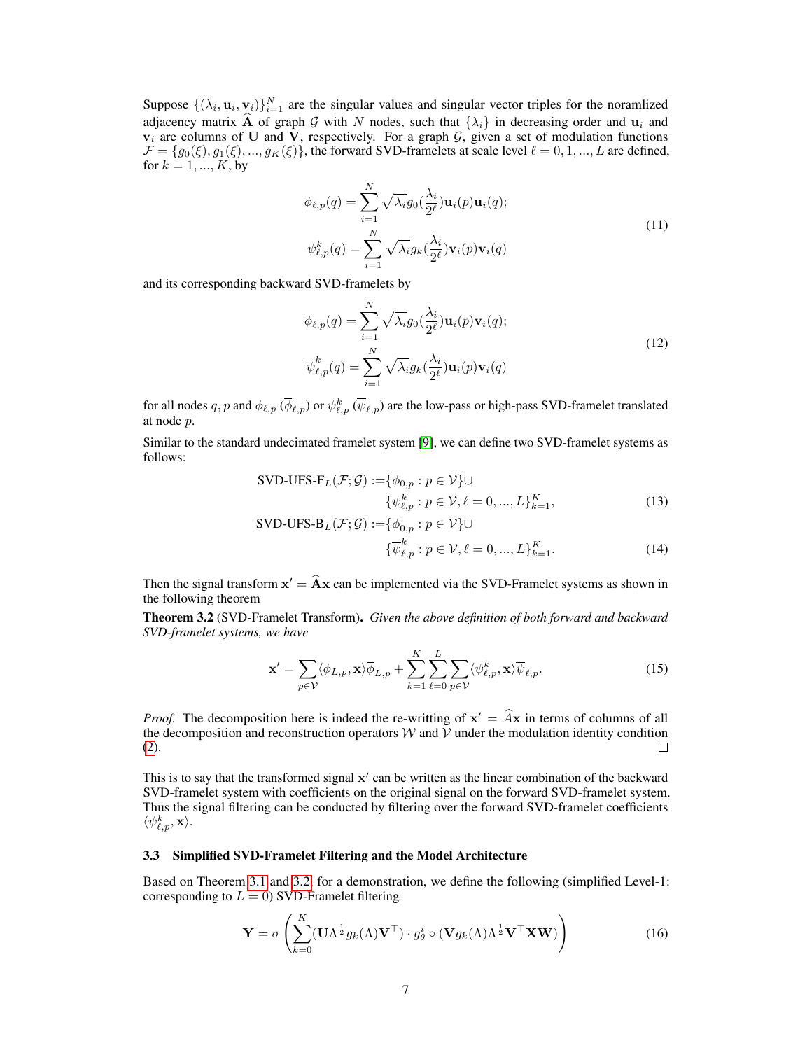Suppose $\{(\lambda_i, \mathbf{u}_i, \mathbf{v}_i)\}_{i=1}^N$ are the singular values and singular vector triples for the noramlized adjacency matrix $\widehat{\mathbf{A}}$ of graph $\mathcal{G}$ with $N$ nodes, such that $\{\lambda_i\}$ in decreasing order and $\mathbf{u}_i$ and $\mathbf{v}_i$ are columns of $\mathbf{U}$ and $\mathbf{V}$, respectively. For a graph $\mathcal{G}$, given a set of modulation functions $\mathcal{F} = \{g_0(\xi), g_1(\xi), ..., g_K(\xi)\}$, the forward SVD-framelets at scale level $\ell = 0, 1, ..., L$ are defined, for $k = 1, ..., K$, by

$$
\begin{aligned}
\phi_{\ell,p}(q) &= \sum_{i=1}^{N} \sqrt{\lambda_i} g_0(\frac{\lambda_i}{2^\ell}) \mathbf{u}_i(p) \mathbf{u}_i(q); \\
\psi^k_{\ell,p}(q) &= \sum_{i=1}^{N} \sqrt{\lambda_i} g_k(\frac{\lambda_i}{2^\ell}) \mathbf{v}_i(p) \mathbf{v}_i(q)
\end{aligned}
\tag{11}
$$

and its corresponding backward SVD-framelets by

$$
\begin{aligned}
\overline{\phi}_{\ell,p}(q) &= \sum_{i=1}^{N} \sqrt{\lambda_i} g_0(\frac{\lambda_i}{2^\ell}) \mathbf{u}_i(p) \mathbf{v}_i(q); \\
\overline{\psi}^k_{\ell,p}(q) &= \sum_{i=1}^{N} \sqrt{\lambda_i} g_k(\frac{\lambda_i}{2^\ell}) \mathbf{u}_i(p) \mathbf{v}_i(q)
\end{aligned}
\tag{12}
$$

for all nodes $q, p$ and $\phi_{\ell,p}$ ($\overline{\phi}_{\ell,p}$) or $\psi^k_{\ell,p}$ ($\overline{\psi}_{\ell,p}$) are the low-pass or high-pass SVD-framelet translated at node $p$.

Similar to the standard undecimated framelet system [9], we can define two SVD-framelet systems as follows:

$$
\begin{aligned}
\text{SVD-UFS-F}_L(\mathcal{F}; \mathcal{G}) :=& \{\phi_{0,p} : p \in \mathcal{V}\} \cup \\
& \{\psi^k_{\ell,p} : p \in \mathcal{V}, \ell = 0, ..., L\}_{k=1}^K,
\end{aligned}
\tag{13}
$$

$$
\begin{aligned}
\text{SVD-UFS-B}_L(\mathcal{F}; \mathcal{G}) :=& \{\overline{\phi}_{0,p} : p \in \mathcal{V}\} \cup \\
& \{\overline{\psi}^k_{\ell,p} : p \in \mathcal{V}, \ell = 0, ..., L\}_{k=1}^K.
\end{aligned}
\tag{14}
$$

Then the signal transform $\mathbf{x}' = \widehat{\mathbf{A}}\mathbf{x}$ can be implemented via the SVD-Framelet systems as shown in the following theorem

**Theorem 3.2** (SVD-Framelet Transform)**.** *Given the above definition of both forward and backward SVD-framelet systems, we have*

$$
\mathbf{x}' = \sum_{p \in \mathcal{V}} \langle \phi_{L,p}, \mathbf{x} \rangle \overline{\phi}_{L,p} + \sum_{k=1}^{K} \sum_{\ell=0}^{L} \sum_{p \in \mathcal{V}} \langle \psi^k_{\ell,p}, \mathbf{x} \rangle \overline{\psi}_{\ell,p}. \tag{15}
$$

*Proof.* The decomposition here is indeed the re-writting of $\mathbf{x}' = \widehat{A}\mathbf{x}$ in terms of columns of all the decomposition and reconstruction operators $\mathcal{W}$ and $\mathcal{V}$ under the modulation identity condition (2). □

This is to say that the transformed signal $\mathbf{x}'$ can be written as the linear combination of the backward SVD-framelet system with coefficients on the original signal on the forward SVD-framelet system. Thus the signal filtering can be conducted by filtering over the forward SVD-framelet coefficients $\langle \psi^k_{\ell,p}, \mathbf{x} \rangle$.

### 3.3 Simplified SVD-Framelet Filtering and the Model Architecture

Based on Theorem 3.1 and 3.2, for a demonstration, we define the following (simplified Level-1: corresponding to $L = 0$) SVD-Framelet filtering

$$
\mathbf{Y} = \sigma\left( \sum_{k=0}^{K} (\mathbf{U}\Lambda^{\frac{1}{2}} g_k(\Lambda) \mathbf{V}^\top) \cdot g^i_\theta \circ (\mathbf{V} g_k(\Lambda) \Lambda^{\frac{1}{2}} \mathbf{V}^\top \mathbf{X}\mathbf{W}) \right) \tag{16}
$$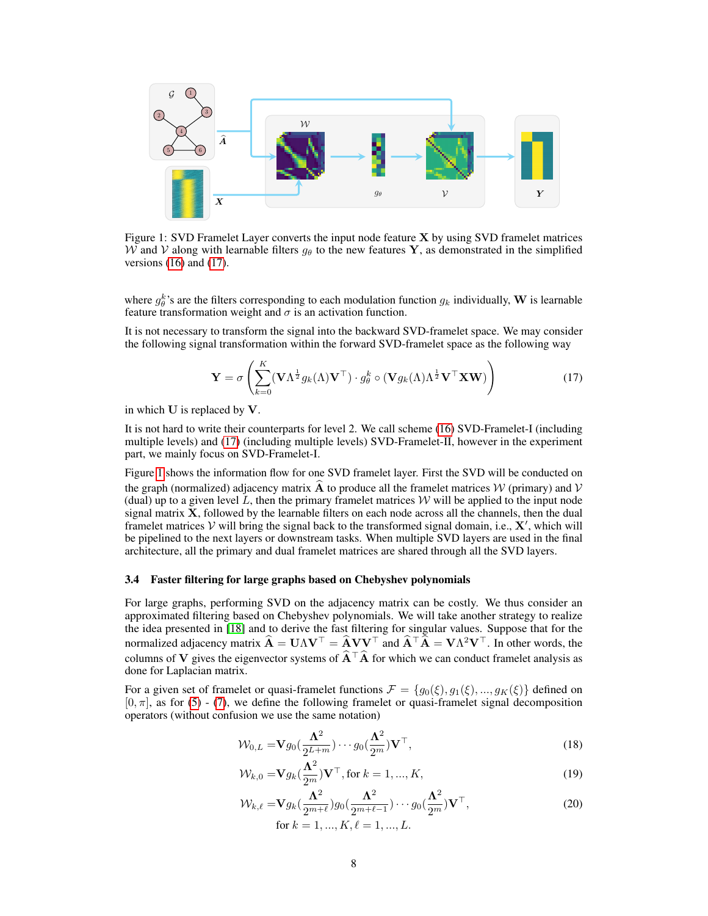Figure 1: SVD Framelet Layer converts the input node feature $\mathbf{X}$ by using SVD framelet matrices $\mathcal{W}$ and $\mathcal{V}$ along with learnable filters $g_\theta$ to the new features $\mathbf{Y}$, as demonstrated in the simplified versions (16) and (17).

where $g_\theta^k$'s are the filters corresponding to each modulation function $g_k$ individually, $\mathbf{W}$ is learnable feature transformation weight and $\sigma$ is an activation function.

It is not necessary to transform the signal into the backward SVD-framelet space. We may consider the following signal transformation within the forward SVD-framelet space as the following way

$$\mathbf{Y} = \sigma\left(\sum_{k=0}^{K}(\mathbf{V}\Lambda^{\frac{1}{2}}g_k(\Lambda)\mathbf{V}^\top)\cdot g_\theta^k \circ (\mathbf{V}g_k(\Lambda)\Lambda^{\frac{1}{2}}\mathbf{V}^\top\mathbf{X}\mathbf{W})\right) \tag{17}$$

in which $\mathbf{U}$ is replaced by $\mathbf{V}$.

It is not hard to write their counterparts for level 2. We call scheme (16) SVD-Framelet-I (including multiple levels) and (17) (including multiple levels) SVD-Framelet-II, however in the experiment part, we mainly focus on SVD-Framelet-I.

Figure 1 shows the information flow for one SVD framelet layer. First the SVD will be conducted on the graph (normalized) adjacency matrix $\widehat{\mathbf{A}}$ to produce all the framelet matrices $\mathcal{W}$ (primary) and $\mathcal{V}$ (dual) up to a given level $L$, then the primary framelet matrices $\mathcal{W}$ will be applied to the input node signal matrix $\mathbf{X}$, followed by the learnable filters on each node across all the channels, then the dual framelet matrices $\mathcal{V}$ will bring the signal back to the transformed signal domain, i.e., $\mathbf{X}'$, which will be pipelined to the next layers or downstream tasks. When multiple SVD layers are used in the final architecture, all the primary and dual framelet matrices are shared through all the SVD layers.

### 3.4 Faster filtering for large graphs based on Chebyshev polynomials

For large graphs, performing SVD on the adjacency matrix can be costly. We thus consider an approximated filtering based on Chebyshev polynomials. We will take another strategy to realize the idea presented in [18] and to derive the fast filtering for singular values. Suppose that for the normalized adjacency matrix $\widehat{\mathbf{A}} = \mathbf{U}\Lambda\mathbf{V}^\top = \widehat{\mathbf{A}}\mathbf{V}\mathbf{V}^\top$ and $\widehat{\mathbf{A}}^\top\widehat{\mathbf{A}} = \mathbf{V}\Lambda^2\mathbf{V}^\top$. In other words, the columns of $\mathbf{V}$ gives the eigenvector systems of $\widehat{\mathbf{A}}^\top\widehat{\mathbf{A}}$ for which we can conduct framelet analysis as done for Laplacian matrix.

For a given set of framelet or quasi-framelet functions $\mathcal{F} = \{g_0(\xi), g_1(\xi), ..., g_K(\xi)\}$ defined on $[0, \pi]$, as for (5) - (7), we define the following framelet or quasi-framelet signal decomposition operators (without confusion we use the same notation)

$$\mathcal{W}_{0,L} = \mathbf{V}g_0\left(\frac{\mathbf{\Lambda}^2}{2^{L+m}}\right)\cdots g_0\left(\frac{\mathbf{\Lambda}^2}{2^m}\right)\mathbf{V}^\top, \tag{18}$$

$$\mathcal{W}_{k,0} = \mathbf{V}g_k\left(\frac{\mathbf{\Lambda}^2}{2^m}\right)\mathbf{V}^\top, \text{for } k = 1, ..., K, \tag{19}$$

$$\mathcal{W}_{k,\ell} = \mathbf{V}g_k\left(\frac{\mathbf{\Lambda}^2}{2^{m+\ell}}\right)g_0\left(\frac{\mathbf{\Lambda}^2}{2^{m+\ell-1}}\right)\cdots g_0\left(\frac{\mathbf{\Lambda}^2}{2^m}\right)\mathbf{V}^\top, \tag{20}$$

$$\text{for } k = 1, ..., K, \ell = 1, ..., L.$$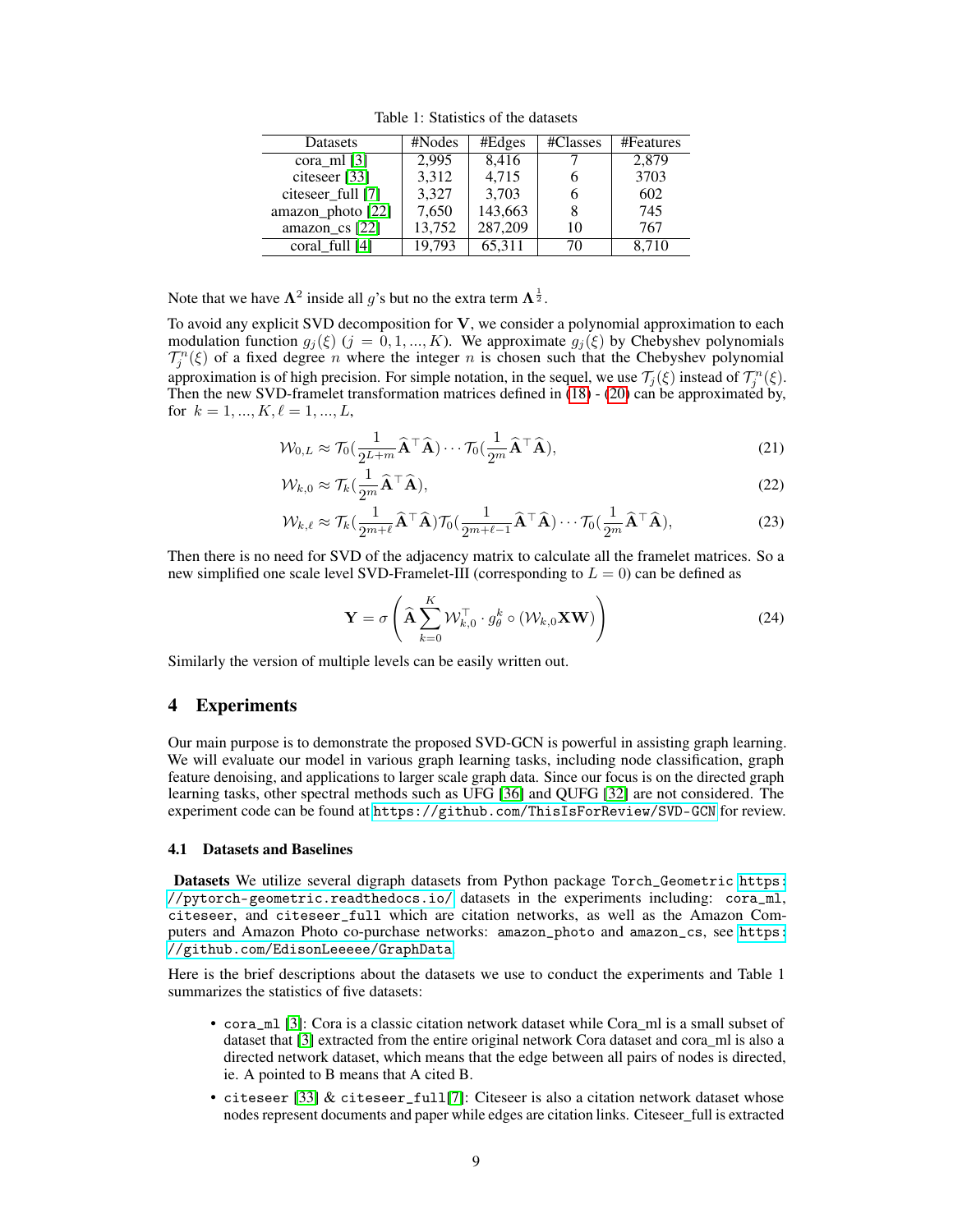Table 1: Statistics of the datasets

| Datasets | #Nodes | #Edges | #Classes | #Features |
|---|---|---|---|---|
| cora_ml [3] | 2,995 | 8,416 | 7 | 2,879 |
| citeseer [33] | 3,312 | 4,715 | 6 | 3703 |
| citeseer_full [7] | 3,327 | 3,703 | 6 | 602 |
| amazon_photo [22] | 7,650 | 143,663 | 8 | 745 |
| amazon_cs [22] | 13,752 | 287,209 | 10 | 767 |
| coral_full [4] | 19,793 | 65,311 | 70 | 8,710 |

Note that we have $\mathbf{\Lambda}^2$ inside all $g$'s but no the extra term $\mathbf{\Lambda}^{\frac{1}{2}}$.

To avoid any explicit SVD decomposition for $\mathbf{V}$, we consider a polynomial approximation to each modulation function $g_j(\xi)$ $(j = 0, 1, ..., K)$. We approximate $g_j(\xi)$ by Chebyshev polynomials $\mathcal{T}^n_j(\xi)$ of a fixed degree $n$ where the integer $n$ is chosen such that the Chebyshev polynomial approximation is of high precision. For simple notation, in the sequel, we use $\mathcal{T}_j(\xi)$ instead of $\mathcal{T}^n_j(\xi)$. Then the new SVD-framelet transformation matrices defined in (18) - (20) can be approximated by, for $k = 1, ..., K, \ell = 1, ..., L$,

$$\mathcal{W}_{0,L} \approx \mathcal{T}_0(\frac{1}{2^{L+m}}\widehat{\mathbf{A}}^\top\widehat{\mathbf{A}}) \cdots \mathcal{T}_0(\frac{1}{2^m}\widehat{\mathbf{A}}^\top\widehat{\mathbf{A}}), \tag{21}$$

$$\mathcal{W}_{k,0} \approx \mathcal{T}_k(\frac{1}{2^m}\widehat{\mathbf{A}}^\top\widehat{\mathbf{A}}), \tag{22}$$

$$\mathcal{W}_{k,\ell} \approx \mathcal{T}_k(\frac{1}{2^{m+\ell}}\widehat{\mathbf{A}}^\top\widehat{\mathbf{A}})\mathcal{T}_0(\frac{1}{2^{m+\ell-1}}\widehat{\mathbf{A}}^\top\widehat{\mathbf{A}}) \cdots \mathcal{T}_0(\frac{1}{2^m}\widehat{\mathbf{A}}^\top\widehat{\mathbf{A}}), \tag{23}$$

Then there is no need for SVD of the adjacency matrix to calculate all the framelet matrices. So a new simplified one scale level SVD-Framelet-III (corresponding to $L = 0$) can be defined as

$$\mathbf{Y} = \sigma\left(\widehat{\mathbf{A}}\sum_{k=0}^{K}\mathcal{W}^\top_{k,0} \cdot g^k_\theta \circ (\mathcal{W}_{k,0}\mathbf{X}\mathbf{W})\right) \tag{24}$$

Similarly the version of multiple levels can be easily written out.

## 4 Experiments

Our main purpose is to demonstrate the proposed SVD-GCN is powerful in assisting graph learning. We will evaluate our model in various graph learning tasks, including node classification, graph feature denoising, and applications to larger scale graph data. Since our focus is on the directed graph learning tasks, other spectral methods such as UFG [36] and QUFG [32] are not considered. The experiment code can be found at `https://github.com/ThisIsForReview/SVD-GCN` for review.

### 4.1 Datasets and Baselines

**Datasets** We utilize several digraph datasets from Python package `Torch_Geometric` https://pytorch-geometric.readthedocs.io/ datasets in the experiments including: `cora_ml`, `citeseer`, and `citeseer_full` which are citation networks, as well as the Amazon Computers and Amazon Photo co-purchase networks: `amazon_photo` and `amazon_cs`, see https://github.com/EdisonLeeeee/GraphData.

Here is the brief descriptions about the datasets we use to conduct the experiments and Table 1 summarizes the statistics of five datasets:

- `cora_ml` [3]: Cora is a classic citation network dataset while Cora_ml is a small subset of dataset that [3] extracted from the entire original network Cora dataset and cora_ml is also a directed network dataset, which means that the edge between all pairs of nodes is directed, ie. A pointed to B means that A cited B.
- `citeseer` [33] & `citeseer_full`[7]: Citeseer is also a citation network dataset whose nodes represent documents and paper while edges are citation links. Citeseer_full is extracted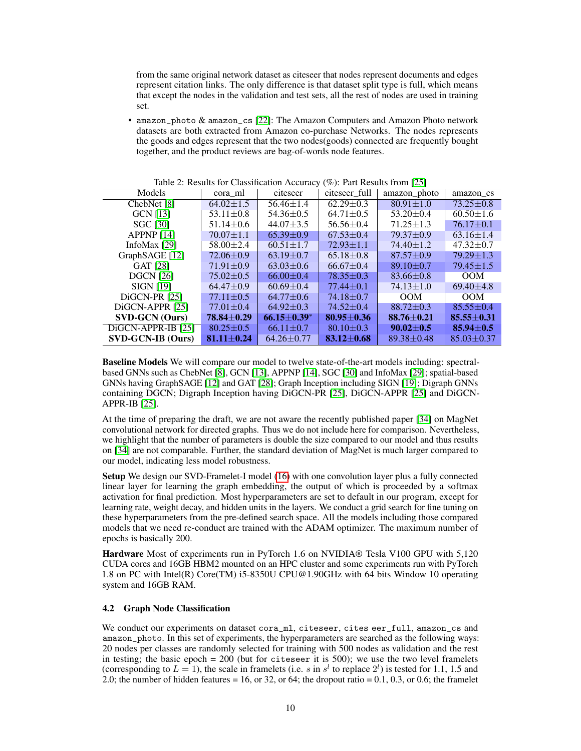from the same original network dataset as citeseer that nodes represent documents and edges represent citation links. The only difference is that dataset split type is full, which means that except the nodes in the validation and test sets, all the rest of nodes are used in training set.

- `amazon_photo` & `amazon_cs` [22]: The Amazon Computers and Amazon Photo network datasets are both extracted from Amazon co-purchase Networks. The nodes represents the goods and edges represent that the two nodes(goods) connected are frequently bought together, and the product reviews are bag-of-words node features.

Table 2: Results for Classification Accuracy (%): Part Results from [25]

| Models | cora_ml | citeseer | citeseer_full | amazon_photo | amazon_cs |
|---|---|---|---|---|---|
| ChebNet [8] | 64.02±1.5 | 56.46±1.4 | 62.29±0.3 | 80.91±1.0 | 73.25±0.8 |
| GCN [13] | 53.11±0.8 | 54.36±0.5 | 64.71±0.5 | 53.20±0.4 | 60.50±1.6 |
| SGC [30] | 51.14±0.6 | 44.07±3.5 | 56.56±0.4 | 71.25±1.3 | 76.17±0.1 |
| APPNP [14] | 70.07±1.1 | 65.39±0.9 | 67.53±0.4 | 79.37±0.9 | 63.16±1.4 |
| InfoMax [29] | 58.00±2.4 | 60.51±1.7 | 72.93±1.1 | 74.40±1.2 | 47.32±0.7 |
| GraphSAGE [12] | 72.06±0.9 | 63.19±0.7 | 65.18±0.8 | 87.57±0.9 | 79.29±1.3 |
| GAT [28] | 71.91±0.9 | 63.03±0.6 | 66.67±0.4 | 89.10±0.7 | 79.45±1.5 |
| DGCN [26] | 75.02±0.5 | 66.00±0.4 | 78.35±0.3 | 83.66±0.8 | OOM |
| SIGN [19] | 64.47±0.9 | 60.69±0.4 | 77.44±0.1 | 74.13±1.0 | 69.40±4.8 |
| DiGCN-PR [25] | 77.11±0.5 | 64.77±0.6 | 74.18±0.7 | OOM | OOM |
| DiGCN-APPR [25] | 77.01±0.4 | 64.92±0.3 | 74.52±0.4 | 88.72±0.3 | 85.55±0.4 |
| **SVD-GCN (Ours)** | **78.84±0.29** | **66.15±0.39**\* | **80.95±0.36** | **88.76±0.21** | **85.55±0.31** |
| DiGCN-APPR-IB [25] | 80.25±0.5 | 66.11±0.7 | 80.10±0.3 | **90.02±0.5** | **85.94±0.5** |
| **SVD-GCN-IB (Ours)** | **81.11±0.24** | 64.26±0.77 | **83.12±0.68** | 89.38±0.48 | 85.03±0.37 |

**Baseline Models** We will compare our model to twelve state-of-the-art models including: spectral-based GNNs such as ChebNet [8], GCN [13], APPNP [14], SGC [30] and InfoMax [29]; spatial-based GNNs having GraphSAGE [12] and GAT [28]; Graph Inception including SIGN [19]; Digraph GNNs containing DGCN; Digraph Inception having DiGCN-PR [25], DiGCN-APPR [25] and DiGCN-APPR-IB [25].

At the time of preparing the draft, we are not aware the recently published paper [34] on MagNet convolutional network for directed graphs. Thus we do not include here for comparison. Nevertheless, we highlight that the number of parameters is double the size compared to our model and thus results on [34] are not comparable. Further, the standard deviation of MagNet is much larger compared to our model, indicating less model robustness.

**Setup** We design our SVD-Framelet-I model (16) with one convolution layer plus a fully connected linear layer for learning the graph embedding, the output of which is proceeded by a softmax activation for final prediction. Most hyperparameters are set to default in our program, except for learning rate, weight decay, and hidden units in the layers. We conduct a grid search for fine tuning on these hyperparameters from the pre-defined search space. All the models including those compared models that we need re-conduct are trained with the ADAM optimizer. The maximum number of epochs is basically 200.

**Hardware** Most of experiments run in PyTorch 1.6 on NVIDIA® Tesla V100 GPU with 5,120 CUDA cores and 16GB HBM2 mounted on an HPC cluster and some experiments run with PyTorch 1.8 on PC with Intel(R) Core(TM) i5-8350U CPU@1.90GHz with 64 bits Window 10 operating system and 16GB RAM.

### 4.2 Graph Node Classification

We conduct our experiments on dataset `cora_ml`, `citeseer`, `cites eer_full`, `amazon_cs` and `amazon_photo`. In this set of experiments, the hyperparameters are searched as the following ways: 20 nodes per classes are randomly selected for training with 500 nodes as validation and the rest in testing; the basic epoch = 200 (but for `citeseer` it is 500); we use the two level framelets (corresponding to $L = 1$), the scale in framelets (i.e. $s$ in $s^l$ to replace $2^l$) is tested for 1.1, 1.5 and 2.0; the number of hidden features = 16, or 32, or 64; the dropout ratio = 0.1, 0.3, or 0.6; the framelet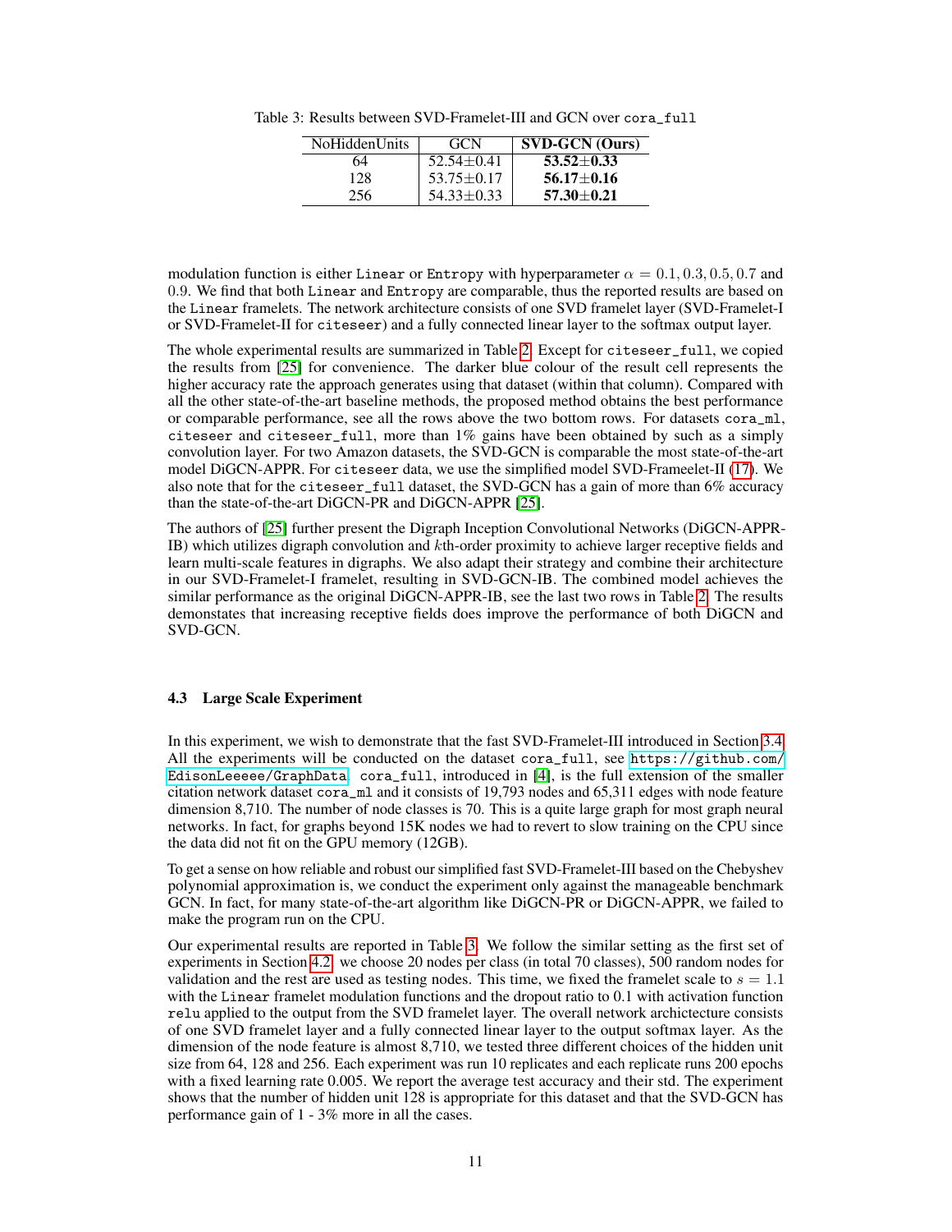Table 3: Results between SVD-Framelet-III and GCN over `cora_full`

| NoHiddenUnits | GCN | **SVD-GCN (Ours)** |
|---|---|---|
| 64 | 52.54±0.41 | **53.52±0.33** |
| 128 | 53.75±0.17 | **56.17±0.16** |
| 256 | 54.33±0.33 | **57.30±0.21** |

modulation function is either `Linear` or `Entropy` with hyperparameter $\alpha = 0.1, 0.3, 0.5, 0.7$ and $0.9$. We find that both `Linear` and `Entropy` are comparable, thus the reported results are based on the `Linear` framelets. The network architecture consists of one SVD framelet layer (SVD-Framelet-I or SVD-Framelet-II for `citeseer`) and a fully connected linear layer to the softmax output layer.

The whole experimental results are summarized in Table 2. Except for `citeseer_full`, we copied the results from [25] for convenience. The darker blue colour of the result cell represents the higher accuracy rate the approach generates using that dataset (within that column). Compared with all the other state-of-the-art baseline methods, the proposed method obtains the best performance or comparable performance, see all the rows above the two bottom rows. For datasets `cora_ml`, `citeseer` and `citeseer_full`, more than 1% gains have been obtained by such as a simply convolution layer. For two Amazon datasets, the SVD-GCN is comparable the most state-of-the-art model DiGCN-APPR. For `citeseer` data, we use the simplified model SVD-Frameelet-II (17). We also note that for the `citeseer_full` dataset, the SVD-GCN has a gain of more than 6% accuracy than the state-of-the-art DiGCN-PR and DiGCN-APPR [25].

The authors of [25] further present the Digraph Inception Convolutional Networks (DiGCN-APPR-IB) which utilizes digraph convolution and $k$th-order proximity to achieve larger receptive fields and learn multi-scale features in digraphs. We also adapt their strategy and combine their architecture in our SVD-Framelet-I framelet, resulting in SVD-GCN-IB. The combined model achieves the similar performance as the original DiGCN-APPR-IB, see the last two rows in Table 2. The results demonstates that increasing receptive fields does improve the performance of both DiGCN and SVD-GCN.

### 4.3 Large Scale Experiment

In this experiment, we wish to demonstrate that the fast SVD-Framelet-III introduced in Section 3.4. All the experiments will be conducted on the dataset `cora_full`, see https://github.com/EdisonLeeeee/GraphData. `cora_full`, introduced in [4], is the full extension of the smaller citation network dataset `cora_ml` and it consists of 19,793 nodes and 65,311 edges with node feature dimension 8,710. The number of node classes is 70. This is a quite large graph for most graph neural networks. In fact, for graphs beyond 15K nodes we had to revert to slow training on the CPU since the data did not fit on the GPU memory (12GB).

To get a sense on how reliable and robust our simplified fast SVD-Framelet-III based on the Chebyshev polynomial approximation is, we conduct the experiment only against the manageable benchmark GCN. In fact, for many state-of-the-art algorithm like DiGCN-PR or DiGCN-APPR, we failed to make the program run on the CPU.

Our experimental results are reported in Table 3. We follow the similar setting as the first set of experiments in Section 4.2, we choose 20 nodes per class (in total 70 classes), 500 random nodes for validation and the rest are used as testing nodes. This time, we fixed the framelet scale to $s = 1.1$ with the `Linear` framelet modulation functions and the dropout ratio to 0.1 with activation function `relu` applied to the output from the SVD framelet layer. The overall network archictecture consists of one SVD framelet layer and a fully connected linear layer to the output softmax layer. As the dimension of the node feature is almost 8,710, we tested three different choices of the hidden unit size from 64, 128 and 256. Each experiment was run 10 replicates and each replicate runs 200 epochs with a fixed learning rate 0.005. We report the average test accuracy and their std. The experiment shows that the number of hidden unit 128 is appropriate for this dataset and that the SVD-GCN has performance gain of 1 - 3% more in all the cases.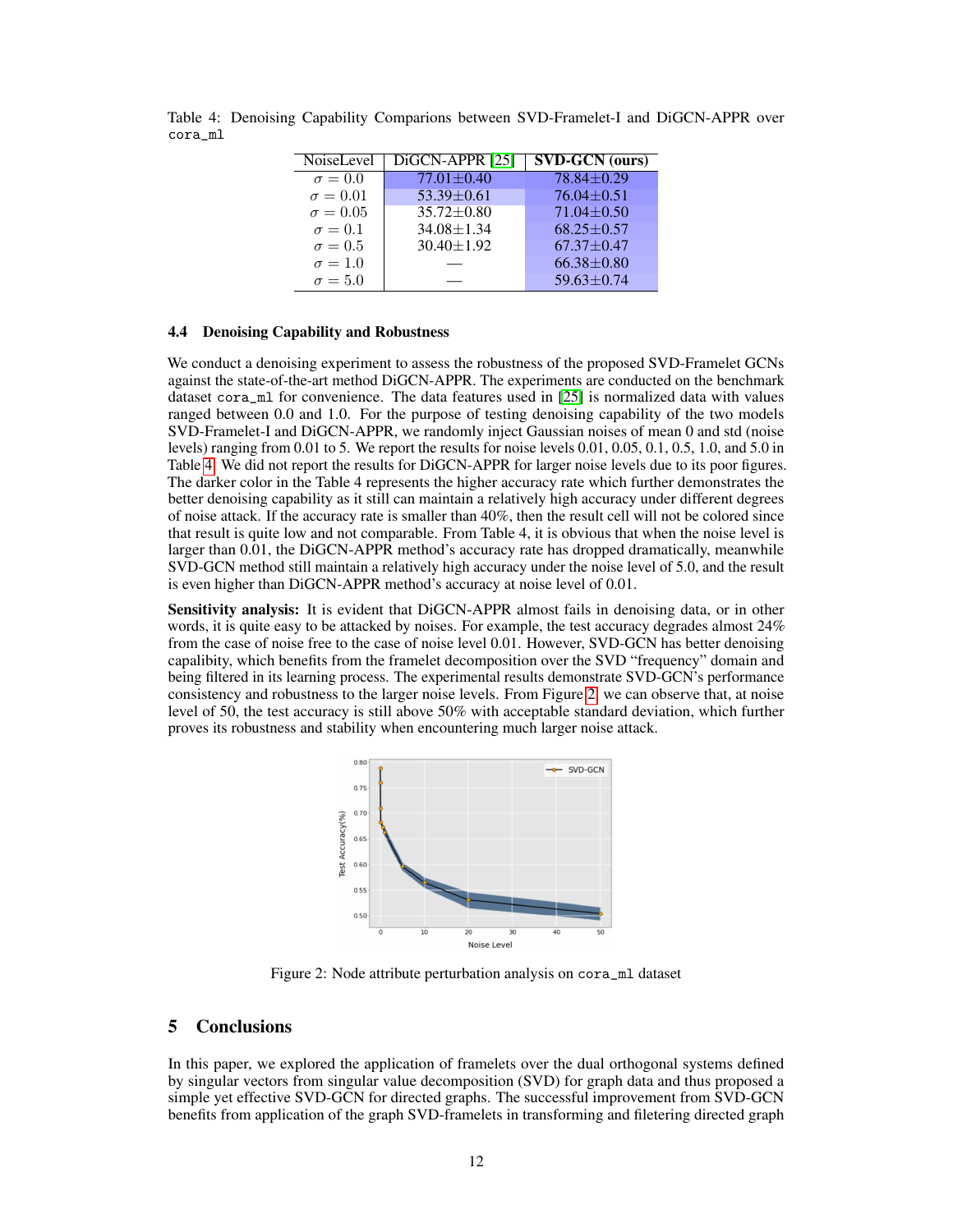Table 4: Denoising Capability Comparions between SVD-Framelet-I and DiGCN-APPR over `cora_ml`

| NoiseLevel | DiGCN-APPR [25] | **SVD-GCN (ours)** |
|---|---|---|
| $\sigma = 0.0$ | 77.01±0.40 | 78.84±0.29 |
| $\sigma = 0.01$ | 53.39±0.61 | 76.04±0.51 |
| $\sigma = 0.05$ | 35.72±0.80 | 71.04±0.50 |
| $\sigma = 0.1$ | 34.08±1.34 | 68.25±0.57 |
| $\sigma = 0.5$ | 30.40±1.92 | 67.37±0.47 |
| $\sigma = 1.0$ | — | 66.38±0.80 |
| $\sigma = 5.0$ | — | 59.63±0.74 |

### 4.4 Denoising Capability and Robustness

We conduct a denoising experiment to assess the robustness of the proposed SVD-Framelet GCNs against the state-of-the-art method DiGCN-APPR. The experiments are conducted on the benchmark dataset `cora_ml` for convenience. The data features used in [25] is normalized data with values ranged between 0.0 and 1.0. For the purpose of testing denoising capability of the two models SVD-Framelet-I and DiGCN-APPR, we randomly inject Gaussian noises of mean 0 and std (noise levels) ranging from 0.01 to 5. We report the results for noise levels 0.01, 0.05, 0.1, 0.5, 1.0, and 5.0 in Table 4. We did not report the results for DiGCN-APPR for larger noise levels due to its poor figures. The darker color in the Table 4 represents the higher accuracy rate which further demonstrates the better denoising capability as it still can maintain a relatively high accuracy under different degrees of noise attack. If the accuracy rate is smaller than 40%, then the result cell will not be colored since that result is quite low and not comparable. From Table 4, it is obvious that when the noise level is larger than 0.01, the DiGCN-APPR method's accuracy rate has dropped dramatically, meanwhile SVD-GCN method still maintain a relatively high accuracy under the noise level of 5.0, and the result is even higher than DiGCN-APPR method's accuracy at noise level of 0.01.

**Sensitivity analysis:** It is evident that DiGCN-APPR almost fails in denoising data, or in other words, it is quite easy to be attacked by noises. For example, the test accuracy degrades almost 24% from the case of noise free to the case of noise level 0.01. However, SVD-GCN has better denoising capalibity, which benefits from the framelet decomposition over the SVD "frequency" domain and being filtered in its learning process. The experimental results demonstrate SVD-GCN's performance consistency and robustness to the larger noise levels. From Figure 2, we can observe that, at noise level of 50, the test accuracy is still above 50% with acceptable standard deviation, which further proves its robustness and stability when encountering much larger noise attack.

Figure 2: Node attribute perturbation analysis on `cora_ml` dataset

## 5 Conclusions

In this paper, we explored the application of framelets over the dual orthogonal systems defined by singular vectors from singular value decomposition (SVD) for graph data and thus proposed a simple yet effective SVD-GCN for directed graphs. The successful improvement from SVD-GCN benefits from application of the graph SVD-framelets in transforming and filetering directed graph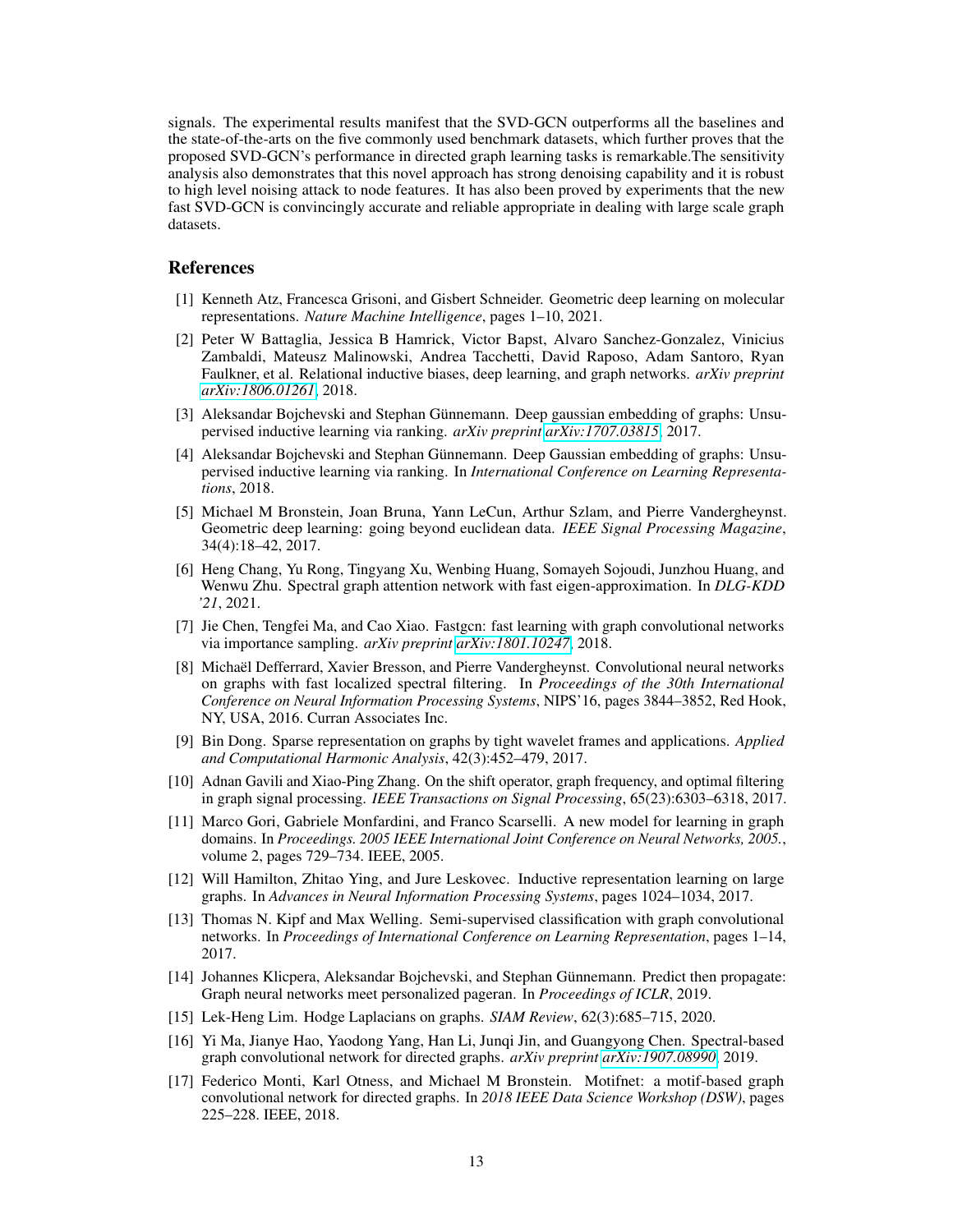signals. The experimental results manifest that the SVD-GCN outperforms all the baselines and the state-of-the-arts on the five commonly used benchmark datasets, which further proves that the proposed SVD-GCN's performance in directed graph learning tasks is remarkable.The sensitivity analysis also demonstrates that this novel approach has strong denoising capability and it is robust to high level noising attack to node features. It has also been proved by experiments that the new fast SVD-GCN is convincingly accurate and reliable appropriate in dealing with large scale graph datasets.

## References

[1] Kenneth Atz, Francesca Grisoni, and Gisbert Schneider. Geometric deep learning on molecular representations. *Nature Machine Intelligence*, pages 1–10, 2021.

[2] Peter W Battaglia, Jessica B Hamrick, Victor Bapst, Alvaro Sanchez-Gonzalez, Vinicius Zambaldi, Mateusz Malinowski, Andrea Tacchetti, David Raposo, Adam Santoro, Ryan Faulkner, et al. Relational inductive biases, deep learning, and graph networks. *arXiv preprint arXiv:1806.01261*, 2018.

[3] Aleksandar Bojchevski and Stephan Günnemann. Deep gaussian embedding of graphs: Unsupervised inductive learning via ranking. *arXiv preprint arXiv:1707.03815*, 2017.

[4] Aleksandar Bojchevski and Stephan Günnemann. Deep Gaussian embedding of graphs: Unsupervised inductive learning via ranking. In *International Conference on Learning Representations*, 2018.

[5] Michael M Bronstein, Joan Bruna, Yann LeCun, Arthur Szlam, and Pierre Vandergheynst. Geometric deep learning: going beyond euclidean data. *IEEE Signal Processing Magazine*, 34(4):18–42, 2017.

[6] Heng Chang, Yu Rong, Tingyang Xu, Wenbing Huang, Somayeh Sojoudi, Junzhou Huang, and Wenwu Zhu. Spectral graph attention network with fast eigen-approximation. In *DLG-KDD '21*, 2021.

[7] Jie Chen, Tengfei Ma, and Cao Xiao. Fastgcn: fast learning with graph convolutional networks via importance sampling. *arXiv preprint arXiv:1801.10247*, 2018.

[8] Michaël Defferrard, Xavier Bresson, and Pierre Vandergheynst. Convolutional neural networks on graphs with fast localized spectral filtering. In *Proceedings of the 30th International Conference on Neural Information Processing Systems*, NIPS'16, pages 3844–3852, Red Hook, NY, USA, 2016. Curran Associates Inc.

[9] Bin Dong. Sparse representation on graphs by tight wavelet frames and applications. *Applied and Computational Harmonic Analysis*, 42(3):452–479, 2017.

[10] Adnan Gavili and Xiao-Ping Zhang. On the shift operator, graph frequency, and optimal filtering in graph signal processing. *IEEE Transactions on Signal Processing*, 65(23):6303–6318, 2017.

[11] Marco Gori, Gabriele Monfardini, and Franco Scarselli. A new model for learning in graph domains. In *Proceedings. 2005 IEEE International Joint Conference on Neural Networks, 2005.*, volume 2, pages 729–734. IEEE, 2005.

[12] Will Hamilton, Zhitao Ying, and Jure Leskovec. Inductive representation learning on large graphs. In *Advances in Neural Information Processing Systems*, pages 1024–1034, 2017.

[13] Thomas N. Kipf and Max Welling. Semi-supervised classification with graph convolutional networks. In *Proceedings of International Conference on Learning Representation*, pages 1–14, 2017.

[14] Johannes Klicpera, Aleksandar Bojchevski, and Stephan Günnemann. Predict then propagate: Graph neural networks meet personalized pageran. In *Proceedings of ICLR*, 2019.

[15] Lek-Heng Lim. Hodge Laplacians on graphs. *SIAM Review*, 62(3):685–715, 2020.

[16] Yi Ma, Jianye Hao, Yaodong Yang, Han Li, Junqi Jin, and Guangyong Chen. Spectral-based graph convolutional network for directed graphs. *arXiv preprint arXiv:1907.08990*, 2019.

[17] Federico Monti, Karl Otness, and Michael M Bronstein. Motifnet: a motif-based graph convolutional network for directed graphs. In *2018 IEEE Data Science Workshop (DSW)*, pages 225–228. IEEE, 2018.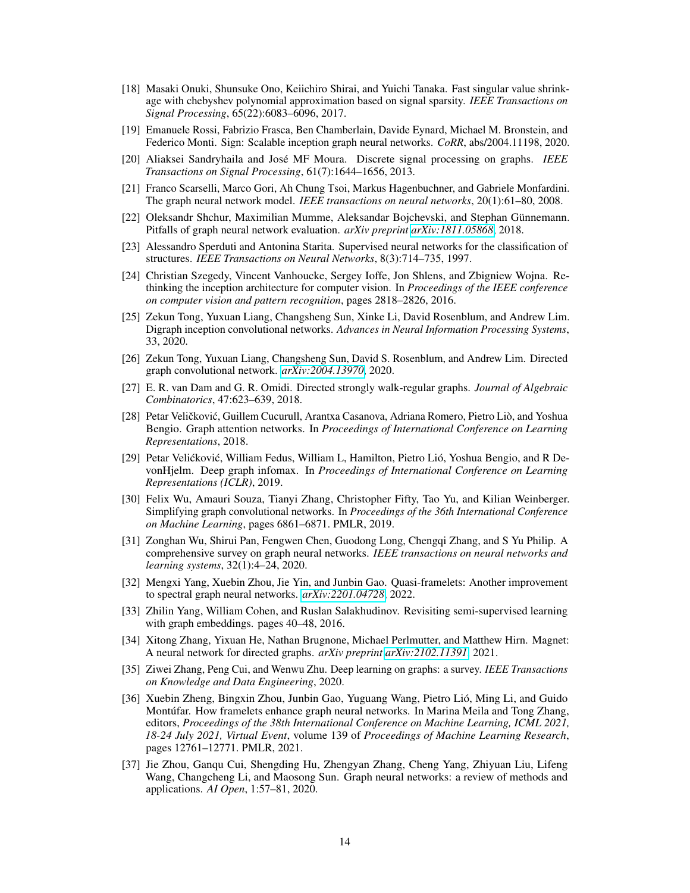[18] Masaki Onuki, Shunsuke Ono, Keiichiro Shirai, and Yuichi Tanaka. Fast singular value shrinkage with chebyshev polynomial approximation based on signal sparsity. *IEEE Transactions on Signal Processing*, 65(22):6083–6096, 2017.

[19] Emanuele Rossi, Fabrizio Frasca, Ben Chamberlain, Davide Eynard, Michael M. Bronstein, and Federico Monti. Sign: Scalable inception graph neural networks. *CoRR*, abs/2004.11198, 2020.

[20] Aliaksei Sandryhaila and José MF Moura. Discrete signal processing on graphs. *IEEE Transactions on Signal Processing*, 61(7):1644–1656, 2013.

[21] Franco Scarselli, Marco Gori, Ah Chung Tsoi, Markus Hagenbuchner, and Gabriele Monfardini. The graph neural network model. *IEEE transactions on neural networks*, 20(1):61–80, 2008.

[22] Oleksandr Shchur, Maximilian Mumme, Aleksandar Bojchevski, and Stephan Günnemann. Pitfalls of graph neural network evaluation. *arXiv preprint arXiv:1811.05868*, 2018.

[23] Alessandro Sperduti and Antonina Starita. Supervised neural networks for the classification of structures. *IEEE Transactions on Neural Networks*, 8(3):714–735, 1997.

[24] Christian Szegedy, Vincent Vanhoucke, Sergey Ioffe, Jon Shlens, and Zbigniew Wojna. Rethinking the inception architecture for computer vision. In *Proceedings of the IEEE conference on computer vision and pattern recognition*, pages 2818–2826, 2016.

[25] Zekun Tong, Yuxuan Liang, Changsheng Sun, Xinke Li, David Rosenblum, and Andrew Lim. Digraph inception convolutional networks. *Advances in Neural Information Processing Systems*, 33, 2020.

[26] Zekun Tong, Yuxuan Liang, Changsheng Sun, David S. Rosenblum, and Andrew Lim. Directed graph convolutional network. *arXiv:2004.13970*, 2020.

[27] E. R. van Dam and G. R. Omidi. Directed strongly walk-regular graphs. *Journal of Algebraic Combinatorics*, 47:623–639, 2018.

[28] Petar Veličković, Guillem Cucurull, Arantxa Casanova, Adriana Romero, Pietro Liò, and Yoshua Bengio. Graph attention networks. In *Proceedings of International Conference on Learning Representations*, 2018.

[29] Petar Velićković, William Fedus, William L, Hamilton, Pietro Lió, Yoshua Bengio, and R DevonHjelm. Deep graph infomax. In *Proceedings of International Conference on Learning Representations (ICLR)*, 2019.

[30] Felix Wu, Amauri Souza, Tianyi Zhang, Christopher Fifty, Tao Yu, and Kilian Weinberger. Simplifying graph convolutional networks. In *Proceedings of the 36th International Conference on Machine Learning*, pages 6861–6871. PMLR, 2019.

[31] Zonghan Wu, Shirui Pan, Fengwen Chen, Guodong Long, Chengqi Zhang, and S Yu Philip. A comprehensive survey on graph neural networks. *IEEE transactions on neural networks and learning systems*, 32(1):4–24, 2020.

[32] Mengxi Yang, Xuebin Zhou, Jie Yin, and Junbin Gao. Quasi-framelets: Another improvement to spectral graph neural networks. *arXiv:2201.04728*, 2022.

[33] Zhilin Yang, William Cohen, and Ruslan Salakhudinov. Revisiting semi-supervised learning with graph embeddings. pages 40–48, 2016.

[34] Xitong Zhang, Yixuan He, Nathan Brugnone, Michael Perlmutter, and Matthew Hirn. Magnet: A neural network for directed graphs. *arXiv preprint arXiv:2102.11391*, 2021.

[35] Ziwei Zhang, Peng Cui, and Wenwu Zhu. Deep learning on graphs: a survey. *IEEE Transactions on Knowledge and Data Engineering*, 2020.

[36] Xuebin Zheng, Bingxin Zhou, Junbin Gao, Yuguang Wang, Pietro Lió, Ming Li, and Guido Montúfar. How framelets enhance graph neural networks. In Marina Meila and Tong Zhang, editors, *Proceedings of the 38th International Conference on Machine Learning, ICML 2021, 18-24 July 2021, Virtual Event*, volume 139 of *Proceedings of Machine Learning Research*, pages 12761–12771. PMLR, 2021.

[37] Jie Zhou, Ganqu Cui, Shengding Hu, Zhengyan Zhang, Cheng Yang, Zhiyuan Liu, Lifeng Wang, Changcheng Li, and Maosong Sun. Graph neural networks: a review of methods and applications. *AI Open*, 1:57–81, 2020.